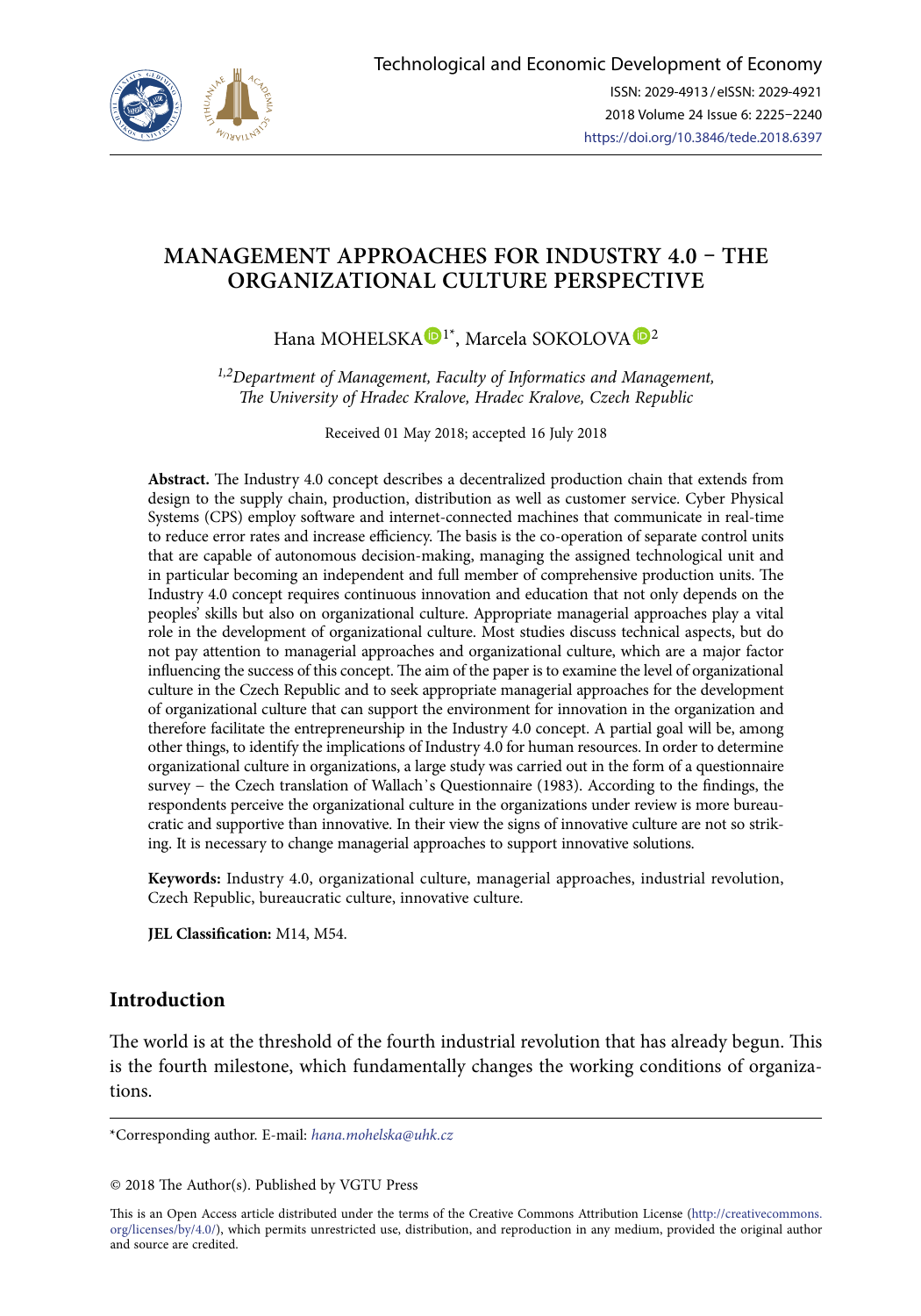# MANAGEMENT APPROACHES FOR INDUSTRY 4.0 – THE ORGANIZATIONAL CULTURE PERSPECTIVE

Hana MOHELSKA[1*], Marcela SOKOLOVA[2]

*[1,2]Department of Management, Faculty of Informatics and Management, The University of Hradec Kralove, Hradec Kralove, Czech Republic*

Received 01 May 2018; accepted 16 July 2018

**Abstract.** The Industry 4.0 concept describes a decentralized production chain that extends from design to the supply chain, production, distribution as well as customer service. Cyber Physical Systems (CPS) employ software and internet-connected machines that communicate in real-time to reduce error rates and increase efficiency. The basis is the co-operation of separate control units that are capable of autonomous decision-making, managing the assigned technological unit and in particular becoming an independent and full member of comprehensive production units. The Industry 4.0 concept requires continuous innovation and education that not only depends on the peoples' skills but also on organizational culture. Appropriate managerial approaches play a vital role in the development of organizational culture. Most studies discuss technical aspects, but do not pay attention to managerial approaches and organizational culture, which are a major factor influencing the success of this concept. The aim of the paper is to examine the level of organizational culture in the Czech Republic and to seek appropriate managerial approaches for the development of organizational culture that can support the environment for innovation in the organization and therefore facilitate the entrepreneurship in the Industry 4.0 concept. A partial goal will be, among other things, to identify the implications of Industry 4.0 for human resources. In order to determine organizational culture in organizations, a large study was carried out in the form of a questionnaire survey – the Czech translation of Wallach's Questionnaire (1983). According to the findings, the respondents perceive the organizational culture in the organizations under review is more bureaucratic and supportive than innovative. In their view the signs of innovative culture are not so striking. It is necessary to change managerial approaches to support innovative solutions.

**Keywords:** Industry 4.0, organizational culture, managerial approaches, industrial revolution, Czech Republic, bureaucratic culture, innovative culture.

**JEL Classification:** M14, M54.

## Introduction

The world is at the threshold of the fourth industrial revolution that has already begun. This is the fourth milestone, which fundamentally changes the working conditions of organizations.

---

*Corresponding author. E-mail: *hana.mohelska@uhk.cz*

© 2018 The Author(s). Published by VGTU Press

This is an Open Access article distributed under the terms of the Creative Commons Attribution License (http://creativecommons.org/licenses/by/4.0/), which permits unrestricted use, distribution, and reproduction in any medium, provided the original author and source are credited.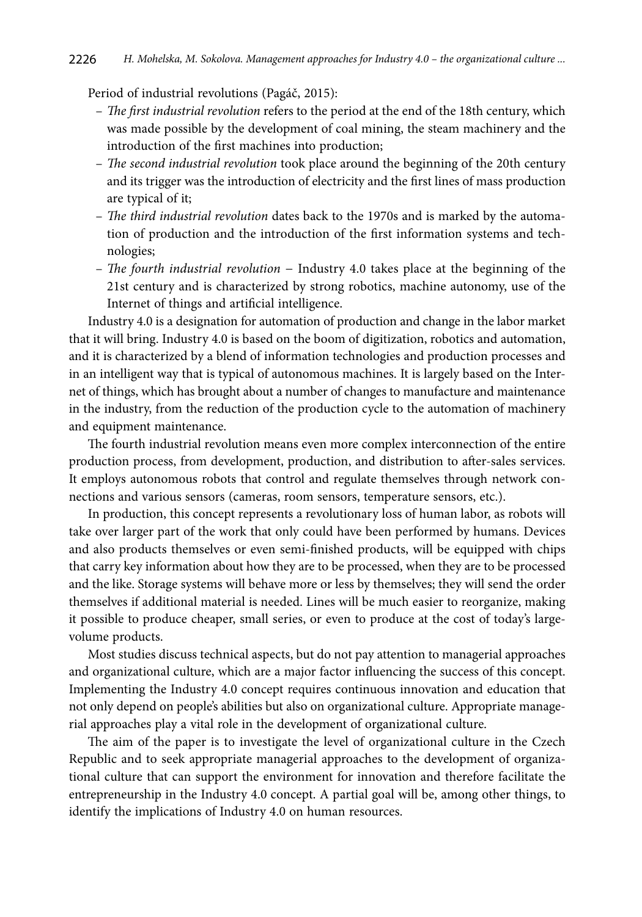Period of industrial revolutions (Pagáč, 2015):

- *The first industrial revolution* refers to the period at the end of the 18th century, which was made possible by the development of coal mining, the steam machinery and the introduction of the first machines into production;
- *The second industrial revolution* took place around the beginning of the 20th century and its trigger was the introduction of electricity and the first lines of mass production are typical of it;
- *The third industrial revolution* dates back to the 1970s and is marked by the automation of production and the introduction of the first information systems and technologies;
- *The fourth industrial revolution* – Industry 4.0 takes place at the beginning of the 21st century and is characterized by strong robotics, machine autonomy, use of the Internet of things and artificial intelligence.

Industry 4.0 is a designation for automation of production and change in the labor market that it will bring. Industry 4.0 is based on the boom of digitization, robotics and automation, and it is characterized by a blend of information technologies and production processes and in an intelligent way that is typical of autonomous machines. It is largely based on the Internet of things, which has brought about a number of changes to manufacture and maintenance in the industry, from the reduction of the production cycle to the automation of machinery and equipment maintenance.

The fourth industrial revolution means even more complex interconnection of the entire production process, from development, production, and distribution to after-sales services. It employs autonomous robots that control and regulate themselves through network connections and various sensors (cameras, room sensors, temperature sensors, etc.).

In production, this concept represents a revolutionary loss of human labor, as robots will take over larger part of the work that only could have been performed by humans. Devices and also products themselves or even semi-finished products, will be equipped with chips that carry key information about how they are to be processed, when they are to be processed and the like. Storage systems will behave more or less by themselves; they will send the order themselves if additional material is needed. Lines will be much easier to reorganize, making it possible to produce cheaper, small series, or even to produce at the cost of today's large-volume products.

Most studies discuss technical aspects, but do not pay attention to managerial approaches and organizational culture, which are a major factor influencing the success of this concept. Implementing the Industry 4.0 concept requires continuous innovation and education that not only depend on people's abilities but also on organizational culture. Appropriate managerial approaches play a vital role in the development of organizational culture.

The aim of the paper is to investigate the level of organizational culture in the Czech Republic and to seek appropriate managerial approaches to the development of organizational culture that can support the environment for innovation and therefore facilitate the entrepreneurship in the Industry 4.0 concept. A partial goal will be, among other things, to identify the implications of Industry 4.0 on human resources.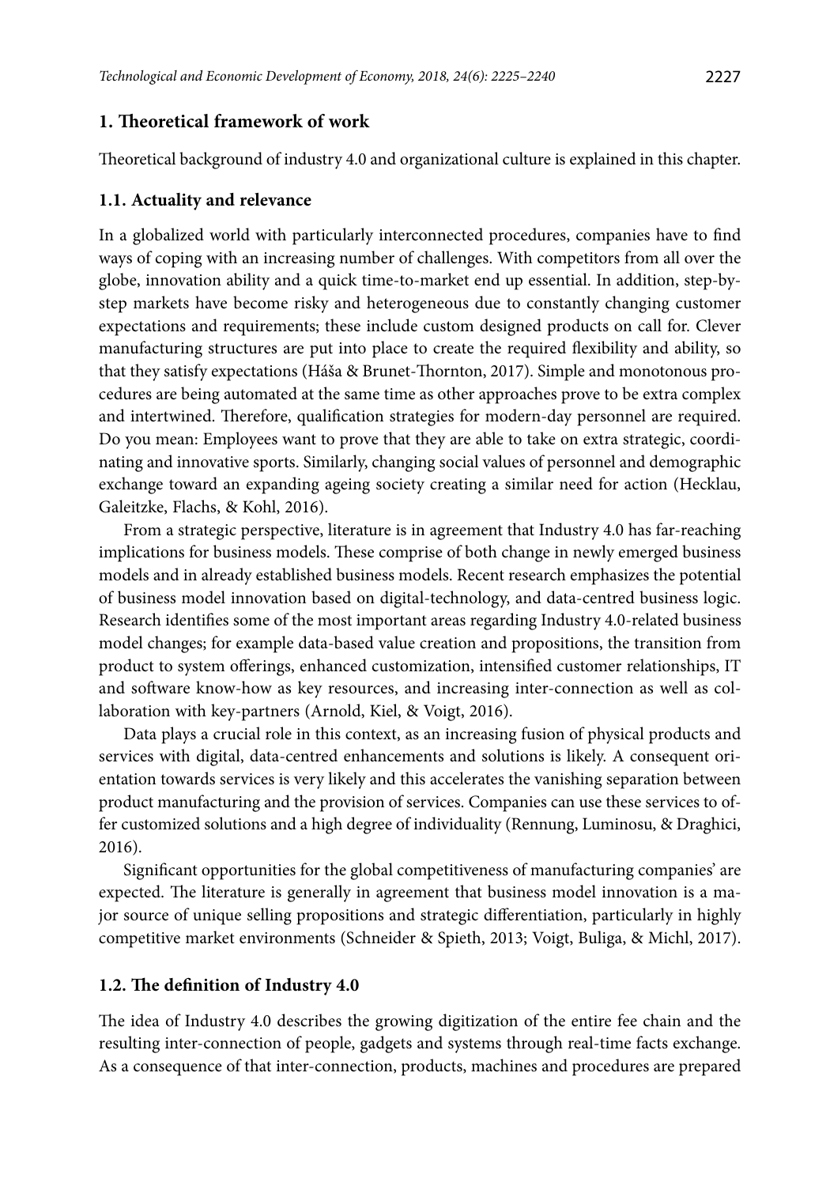## 1. Theoretical framework of work

Theoretical background of industry 4.0 and organizational culture is explained in this chapter.

### 1.1. Actuality and relevance

In a globalized world with particularly interconnected procedures, companies have to find ways of coping with an increasing number of challenges. With competitors from all over the globe, innovation ability and a quick time-to-market end up essential. In addition, step-by-step markets have become risky and heterogeneous due to constantly changing customer expectations and requirements; these include custom designed products on call for. Clever manufacturing structures are put into place to create the required flexibility and ability, so that they satisfy expectations (Háša & Brunet-Thornton, 2017). Simple and monotonous procedures are being automated at the same time as other approaches prove to be extra complex and intertwined. Therefore, qualification strategies for modern-day personnel are required. Do you mean: Employees want to prove that they are able to take on extra strategic, coordinating and innovative sports. Similarly, changing social values of personnel and demographic exchange toward an expanding ageing society creating a similar need for action (Hecklau, Galeitzke, Flachs, & Kohl, 2016).

From a strategic perspective, literature is in agreement that Industry 4.0 has far-reaching implications for business models. These comprise of both change in newly emerged business models and in already established business models. Recent research emphasizes the potential of business model innovation based on digital-technology, and data-centred business logic. Research identifies some of the most important areas regarding Industry 4.0-related business model changes; for example data-based value creation and propositions, the transition from product to system offerings, enhanced customization, intensified customer relationships, IT and software know-how as key resources, and increasing inter-connection as well as collaboration with key-partners (Arnold, Kiel, & Voigt, 2016).

Data plays a crucial role in this context, as an increasing fusion of physical products and services with digital, data-centred enhancements and solutions is likely. A consequent orientation towards services is very likely and this accelerates the vanishing separation between product manufacturing and the provision of services. Companies can use these services to offer customized solutions and a high degree of individuality (Rennung, Luminosu, & Draghici, 2016).

Significant opportunities for the global competitiveness of manufacturing companies' are expected. The literature is generally in agreement that business model innovation is a major source of unique selling propositions and strategic differentiation, particularly in highly competitive market environments (Schneider & Spieth, 2013; Voigt, Buliga, & Michl, 2017).

### 1.2. The definition of Industry 4.0

The idea of Industry 4.0 describes the growing digitization of the entire fee chain and the resulting inter-connection of people, gadgets and systems through real-time facts exchange. As a consequence of that inter-connection, products, machines and procedures are prepared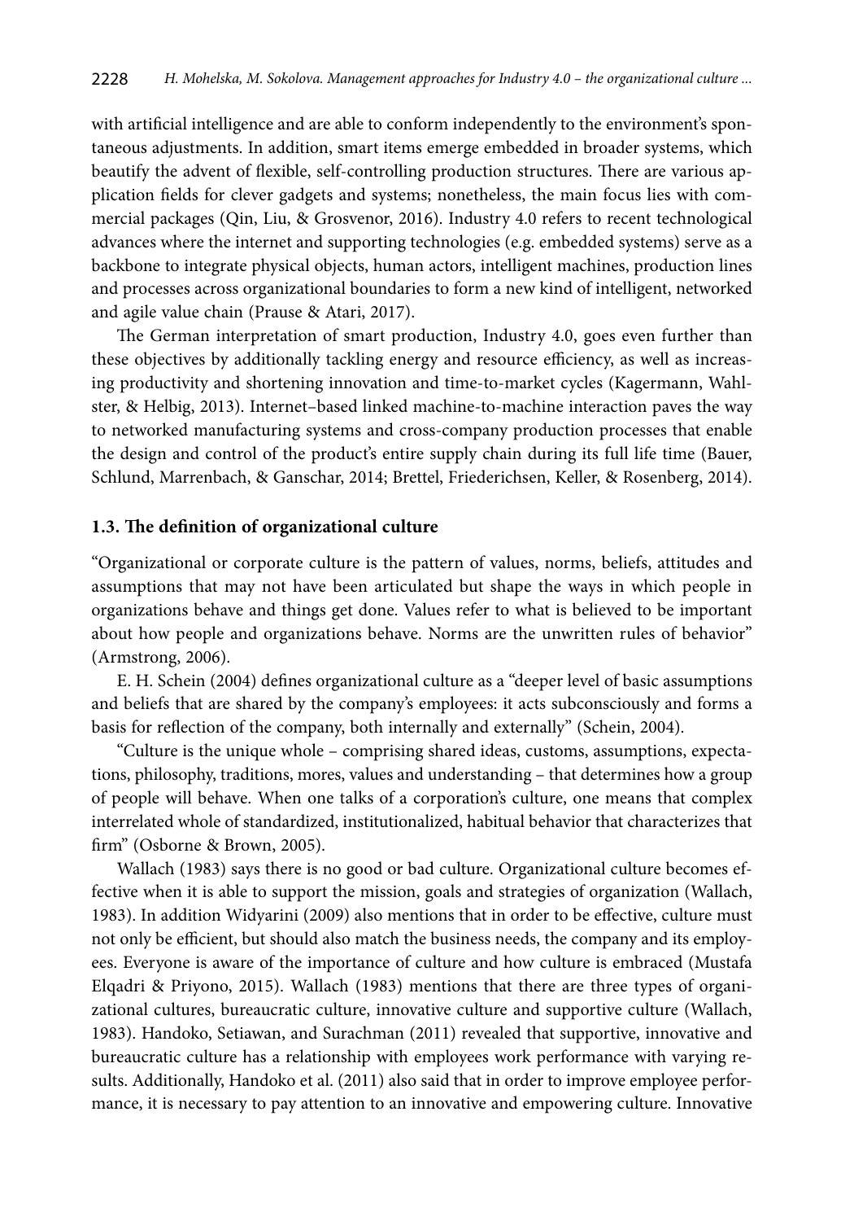with artificial intelligence and are able to conform independently to the environment's spontaneous adjustments. In addition, smart items emerge embedded in broader systems, which beautify the advent of flexible, self-controlling production structures. There are various application fields for clever gadgets and systems; nonetheless, the main focus lies with commercial packages (Qin, Liu, & Grosvenor, 2016). Industry 4.0 refers to recent technological advances where the internet and supporting technologies (e.g. embedded systems) serve as a backbone to integrate physical objects, human actors, intelligent machines, production lines and processes across organizational boundaries to form a new kind of intelligent, networked and agile value chain (Prause & Atari, 2017).

The German interpretation of smart production, Industry 4.0, goes even further than these objectives by additionally tackling energy and resource efficiency, as well as increasing productivity and shortening innovation and time-to-market cycles (Kagermann, Wahlster, & Helbig, 2013). Internet–based linked machine-to-machine interaction paves the way to networked manufacturing systems and cross-company production processes that enable the design and control of the product's entire supply chain during its full life time (Bauer, Schlund, Marrenbach, & Ganschar, 2014; Brettel, Friederichsen, Keller, & Rosenberg, 2014).

### 1.3. The definition of organizational culture

"Organizational or corporate culture is the pattern of values, norms, beliefs, attitudes and assumptions that may not have been articulated but shape the ways in which people in organizations behave and things get done. Values refer to what is believed to be important about how people and organizations behave. Norms are the unwritten rules of behavior" (Armstrong, 2006).

E. H. Schein (2004) defines organizational culture as a "deeper level of basic assumptions and beliefs that are shared by the company's employees: it acts subconsciously and forms a basis for reflection of the company, both internally and externally" (Schein, 2004).

"Culture is the unique whole – comprising shared ideas, customs, assumptions, expectations, philosophy, traditions, mores, values and understanding – that determines how a group of people will behave. When one talks of a corporation's culture, one means that complex interrelated whole of standardized, institutionalized, habitual behavior that characterizes that firm" (Osborne & Brown, 2005).

Wallach (1983) says there is no good or bad culture. Organizational culture becomes effective when it is able to support the mission, goals and strategies of organization (Wallach, 1983). In addition Widyarini (2009) also mentions that in order to be effective, culture must not only be efficient, but should also match the business needs, the company and its employees. Everyone is aware of the importance of culture and how culture is embraced (Mustafa Elqadri & Priyono, 2015). Wallach (1983) mentions that there are three types of organizational cultures, bureaucratic culture, innovative culture and supportive culture (Wallach, 1983). Handoko, Setiawan, and Surachman (2011) revealed that supportive, innovative and bureaucratic culture has a relationship with employees work performance with varying results. Additionally, Handoko et al. (2011) also said that in order to improve employee performance, it is necessary to pay attention to an innovative and empowering culture. Innovative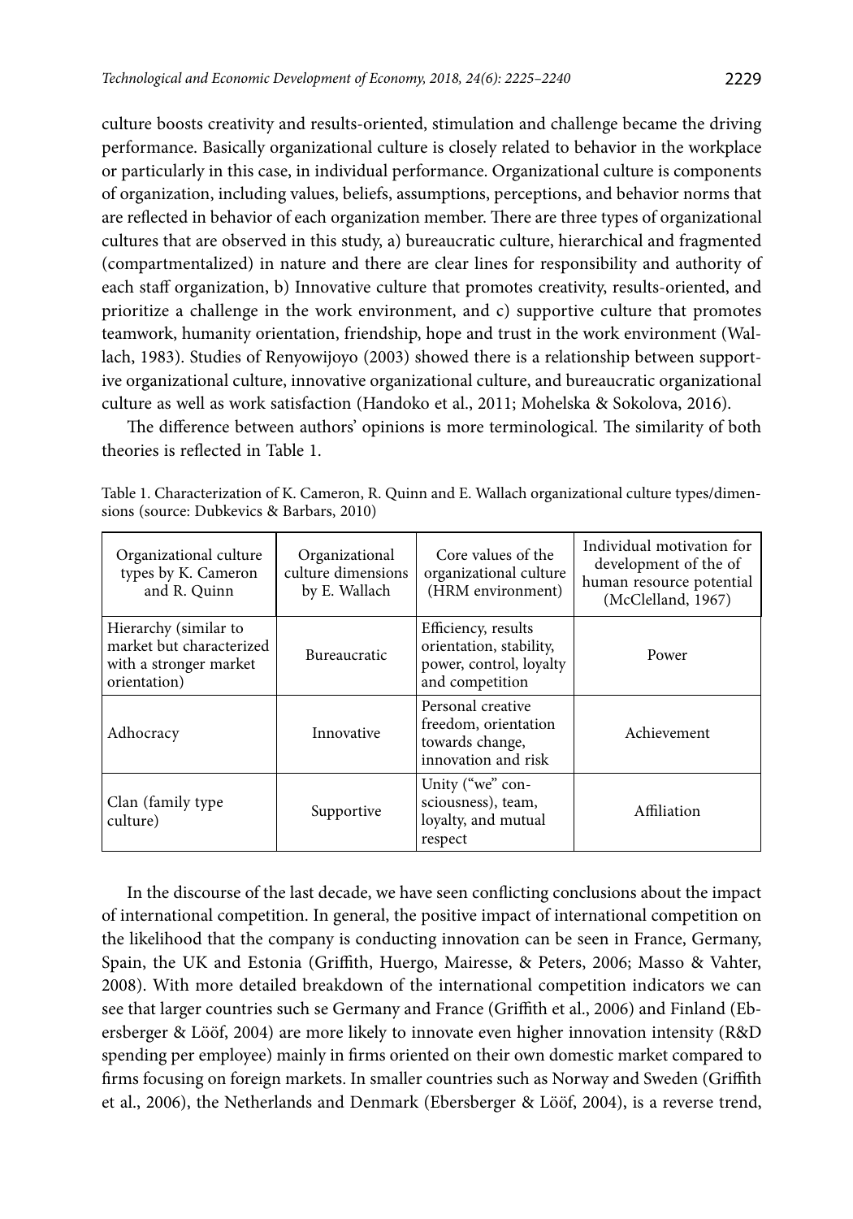culture boosts creativity and results-oriented, stimulation and challenge became the driving performance. Basically organizational culture is closely related to behavior in the workplace or particularly in this case, in individual performance. Organizational culture is components of organization, including values, beliefs, assumptions, perceptions, and behavior norms that are reflected in behavior of each organization member. There are three types of organizational cultures that are observed in this study, a) bureaucratic culture, hierarchical and fragmented (compartmentalized) in nature and there are clear lines for responsibility and authority of each staff organization, b) Innovative culture that promotes creativity, results-oriented, and prioritize a challenge in the work environment, and c) supportive culture that promotes teamwork, humanity orientation, friendship, hope and trust in the work environment (Wallach, 1983). Studies of Renyowijoyo (2003) showed there is a relationship between supportive organizational culture, innovative organizational culture, and bureaucratic organizational culture as well as work satisfaction (Handoko et al., 2011; Mohelska & Sokolova, 2016).

The difference between authors' opinions is more terminological. The similarity of both theories is reflected in Table 1.

Table 1. Characterization of K. Cameron, R. Quinn and E. Wallach organizational culture types/dimensions (source: Dubkevics & Barbars, 2010)

| Organizational culture types by K. Cameron and R. Quinn | Organizational culture dimensions by E. Wallach | Core values of the organizational culture (HRM environment) | Individual motivation for development of the of human resource potential (McClelland, 1967) |
|---|---|---|---|
| Hierarchy (similar to market but characterized with a stronger market orientation) | Bureaucratic | Efficiency, results orientation, stability, power, control, loyalty and competition | Power |
| Adhocracy | Innovative | Personal creative freedom, orientation towards change, innovation and risk | Achievement |
| Clan (family type culture) | Supportive | Unity ("we" consciousness), team, loyalty, and mutual respect | Affiliation |

In the discourse of the last decade, we have seen conflicting conclusions about the impact of international competition. In general, the positive impact of international competition on the likelihood that the company is conducting innovation can be seen in France, Germany, Spain, the UK and Estonia (Griffith, Huergo, Mairesse, & Peters, 2006; Masso & Vahter, 2008). With more detailed breakdown of the international competition indicators we can see that larger countries such se Germany and France (Griffith et al., 2006) and Finland (Ebersberger & Lööf, 2004) are more likely to innovate even higher innovation intensity (R&D spending per employee) mainly in firms oriented on their own domestic market compared to firms focusing on foreign markets. In smaller countries such as Norway and Sweden (Griffith et al., 2006), the Netherlands and Denmark (Ebersberger & Lööf, 2004), is a reverse trend,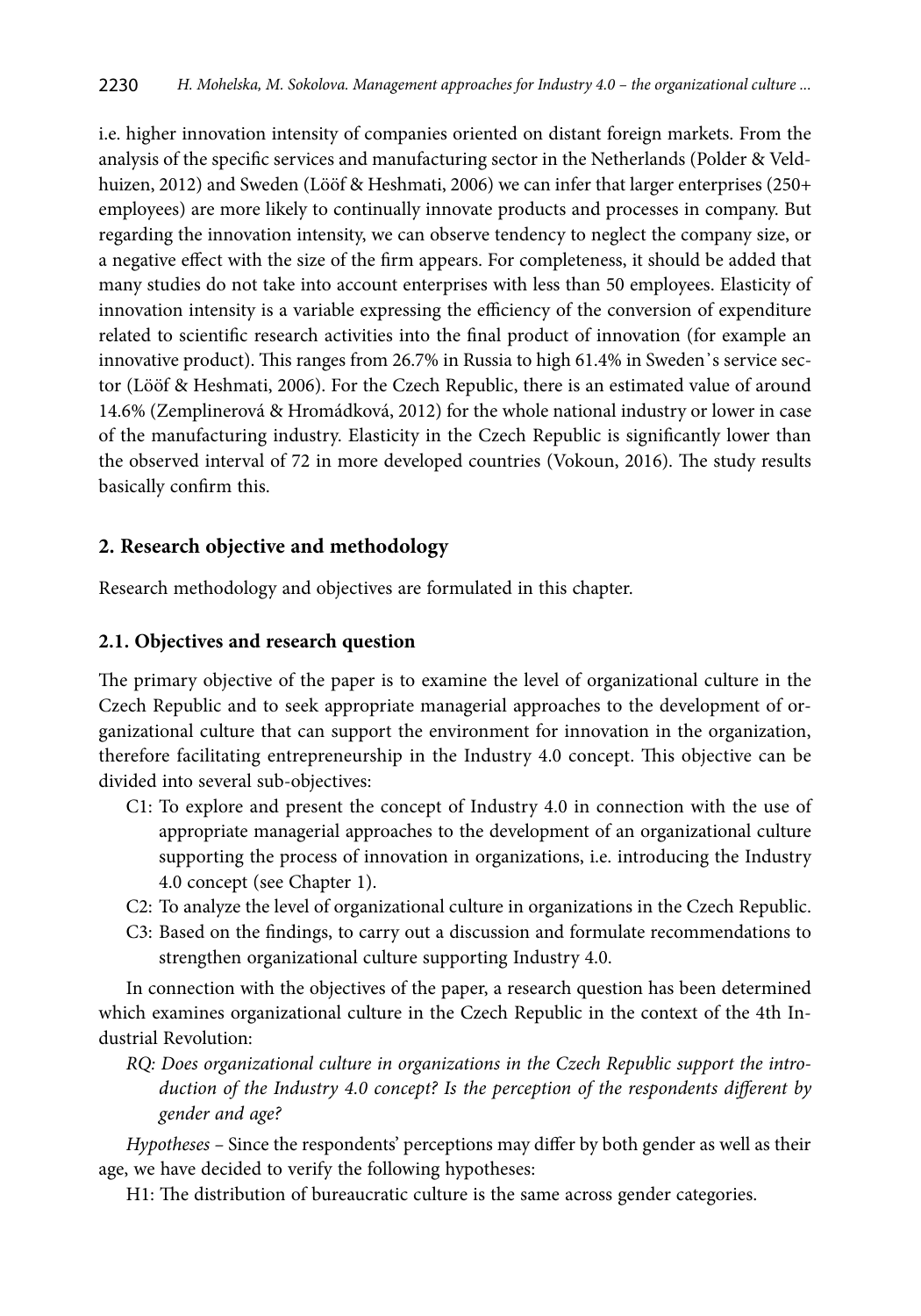i.e. higher innovation intensity of companies oriented on distant foreign markets. From the analysis of the specific services and manufacturing sector in the Netherlands (Polder & Veldhuizen, 2012) and Sweden (Lööf & Heshmati, 2006) we can infer that larger enterprises (250+ employees) are more likely to continually innovate products and processes in company. But regarding the innovation intensity, we can observe tendency to neglect the company size, or a negative effect with the size of the firm appears. For completeness, it should be added that many studies do not take into account enterprises with less than 50 employees. Elasticity of innovation intensity is a variable expressing the efficiency of the conversion of expenditure related to scientific research activities into the final product of innovation (for example an innovative product). This ranges from 26.7% in Russia to high 61.4% in Sweden's service sector (Lööf & Heshmati, 2006). For the Czech Republic, there is an estimated value of around 14.6% (Zemplinerová & Hromádková, 2012) for the whole national industry or lower in case of the manufacturing industry. Elasticity in the Czech Republic is significantly lower than the observed interval of 72 in more developed countries (Vokoun, 2016). The study results basically confirm this.

## 2. Research objective and methodology

Research methodology and objectives are formulated in this chapter.

### 2.1. Objectives and research question

The primary objective of the paper is to examine the level of organizational culture in the Czech Republic and to seek appropriate managerial approaches to the development of organizational culture that can support the environment for innovation in the organization, therefore facilitating entrepreneurship in the Industry 4.0 concept. This objective can be divided into several sub-objectives:

- C1: To explore and present the concept of Industry 4.0 in connection with the use of appropriate managerial approaches to the development of an organizational culture supporting the process of innovation in organizations, i.e. introducing the Industry 4.0 concept (see Chapter 1).
- C2: To analyze the level of organizational culture in organizations in the Czech Republic.
- C3: Based on the findings, to carry out a discussion and formulate recommendations to strengthen organizational culture supporting Industry 4.0.

In connection with the objectives of the paper, a research question has been determined which examines organizational culture in the Czech Republic in the context of the 4th Industrial Revolution:

*RQ: Does organizational culture in organizations in the Czech Republic support the introduction of the Industry 4.0 concept? Is the perception of the respondents different by gender and age?*

*Hypotheses* – Since the respondents' perceptions may differ by both gender as well as their age, we have decided to verify the following hypotheses:

H1: The distribution of bureaucratic culture is the same across gender categories.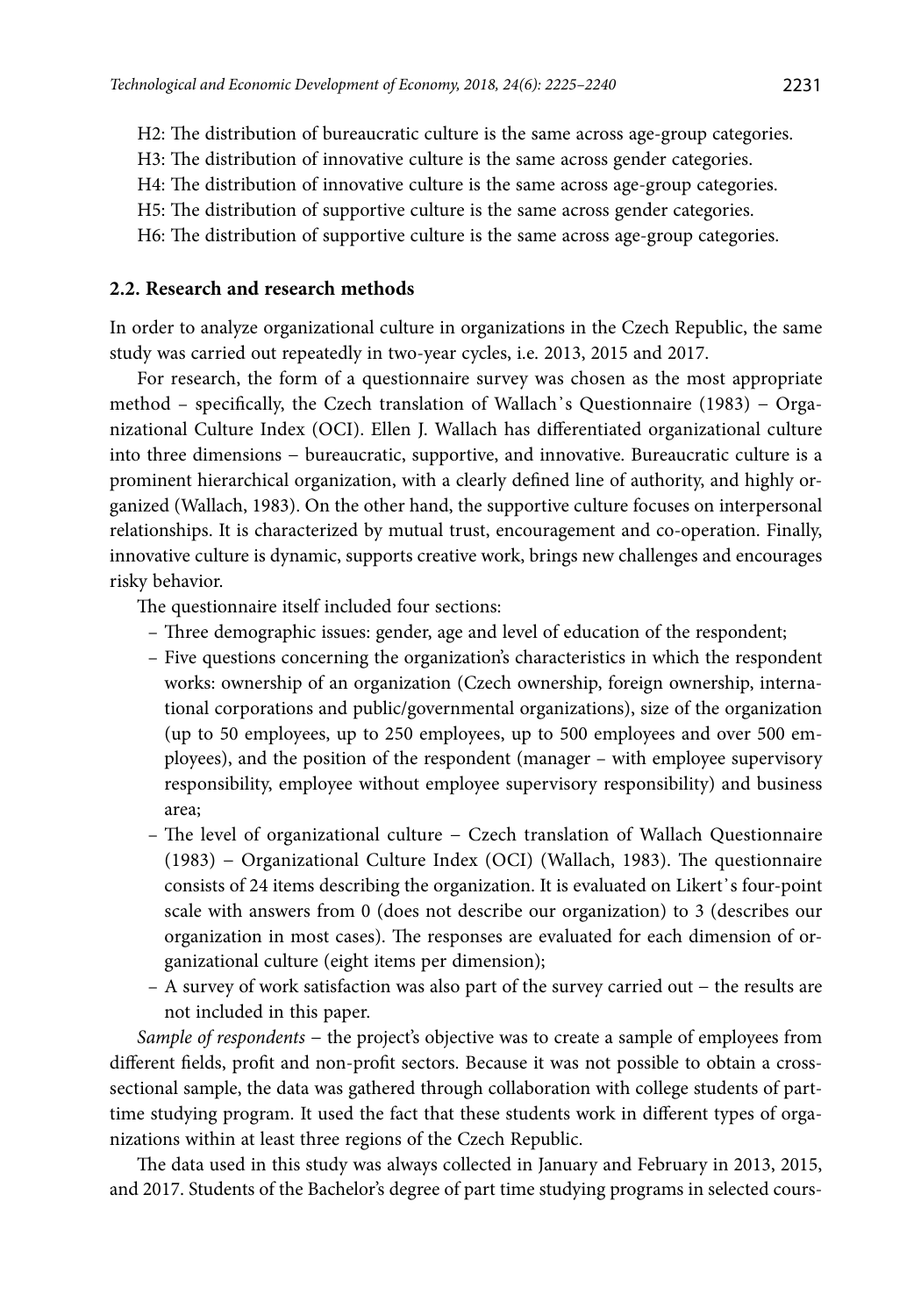H2: The distribution of bureaucratic culture is the same across age-group categories.

H3: The distribution of innovative culture is the same across gender categories.

H4: The distribution of innovative culture is the same across age-group categories.

H5: The distribution of supportive culture is the same across gender categories.

H6: The distribution of supportive culture is the same across age-group categories.

### 2.2. Research and research methods

In order to analyze organizational culture in organizations in the Czech Republic, the same study was carried out repeatedly in two-year cycles, i.e. 2013, 2015 and 2017.

For research, the form of a questionnaire survey was chosen as the most appropriate method – specifically, the Czech translation of Wallach's Questionnaire (1983) – Organizational Culture Index (OCI). Ellen J. Wallach has differentiated organizational culture into three dimensions – bureaucratic, supportive, and innovative. Bureaucratic culture is a prominent hierarchical organization, with a clearly defined line of authority, and highly organized (Wallach, 1983). On the other hand, the supportive culture focuses on interpersonal relationships. It is characterized by mutual trust, encouragement and co-operation. Finally, innovative culture is dynamic, supports creative work, brings new challenges and encourages risky behavior.

The questionnaire itself included four sections:

- Three demographic issues: gender, age and level of education of the respondent;
- Five questions concerning the organization's characteristics in which the respondent works: ownership of an organization (Czech ownership, foreign ownership, international corporations and public/governmental organizations), size of the organization (up to 50 employees, up to 250 employees, up to 500 employees and over 500 employees), and the position of the respondent (manager – with employee supervisory responsibility, employee without employee supervisory responsibility) and business area;
- The level of organizational culture – Czech translation of Wallach Questionnaire (1983) – Organizational Culture Index (OCI) (Wallach, 1983). The questionnaire consists of 24 items describing the organization. It is evaluated on Likert's four-point scale with answers from 0 (does not describe our organization) to 3 (describes our organization in most cases). The responses are evaluated for each dimension of organizational culture (eight items per dimension);
- A survey of work satisfaction was also part of the survey carried out – the results are not included in this paper.

*Sample of respondents* – the project's objective was to create a sample of employees from different fields, profit and non-profit sectors. Because it was not possible to obtain a cross-sectional sample, the data was gathered through collaboration with college students of part-time studying program. It used the fact that these students work in different types of organizations within at least three regions of the Czech Republic.

The data used in this study was always collected in January and February in 2013, 2015, and 2017. Students of the Bachelor's degree of part time studying programs in selected cours-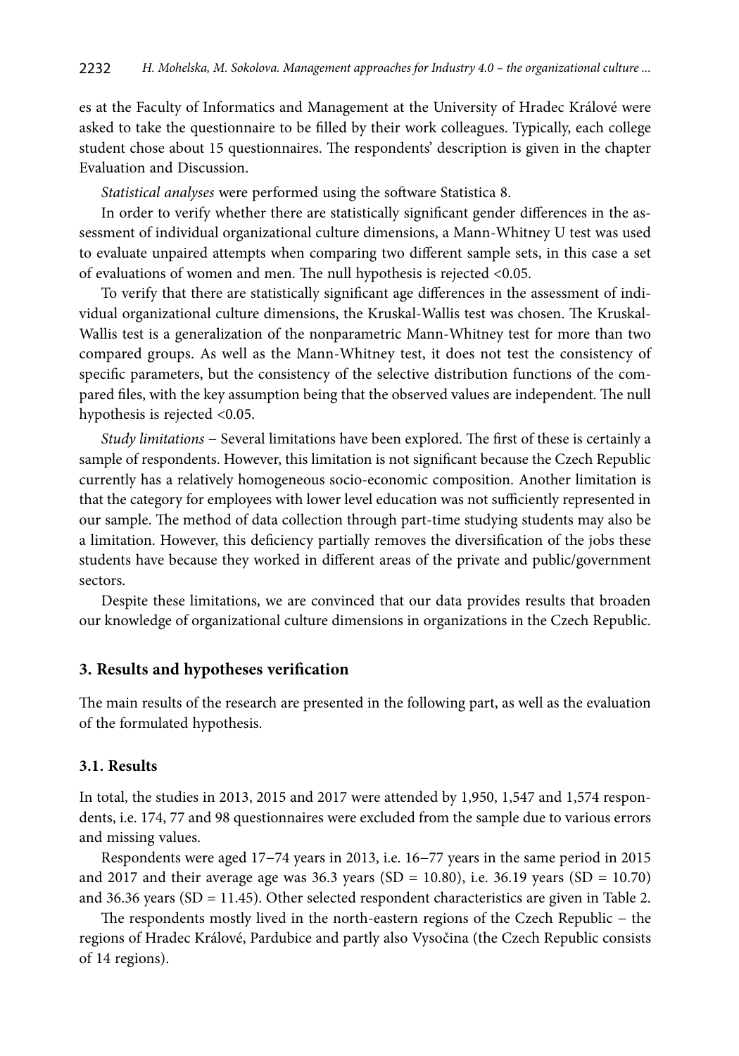es at the Faculty of Informatics and Management at the University of Hradec Králové were asked to take the questionnaire to be filled by their work colleagues. Typically, each college student chose about 15 questionnaires. The respondents' description is given in the chapter Evaluation and Discussion.

*Statistical analyses* were performed using the software Statistica 8.

In order to verify whether there are statistically significant gender differences in the assessment of individual organizational culture dimensions, a Mann-Whitney U test was used to evaluate unpaired attempts when comparing two different sample sets, in this case a set of evaluations of women and men. The null hypothesis is rejected <0.05.

To verify that there are statistically significant age differences in the assessment of individual organizational culture dimensions, the Kruskal-Wallis test was chosen. The Kruskal-Wallis test is a generalization of the nonparametric Mann-Whitney test for more than two compared groups. As well as the Mann-Whitney test, it does not test the consistency of specific parameters, but the consistency of the selective distribution functions of the compared files, with the key assumption being that the observed values are independent. The null hypothesis is rejected <0.05.

*Study limitations* – Several limitations have been explored. The first of these is certainly a sample of respondents. However, this limitation is not significant because the Czech Republic currently has a relatively homogeneous socio-economic composition. Another limitation is that the category for employees with lower level education was not sufficiently represented in our sample. The method of data collection through part-time studying students may also be a limitation. However, this deficiency partially removes the diversification of the jobs these students have because they worked in different areas of the private and public/government sectors.

Despite these limitations, we are convinced that our data provides results that broaden our knowledge of organizational culture dimensions in organizations in the Czech Republic.

## 3. Results and hypotheses verification

The main results of the research are presented in the following part, as well as the evaluation of the formulated hypothesis.

### 3.1. Results

In total, the studies in 2013, 2015 and 2017 were attended by 1,950, 1,547 and 1,574 respondents, i.e. 174, 77 and 98 questionnaires were excluded from the sample due to various errors and missing values.

Respondents were aged 17−74 years in 2013, i.e. 16−77 years in the same period in 2015 and 2017 and their average age was 36.3 years (SD = 10.80), i.e. 36.19 years (SD = 10.70) and 36.36 years (SD = 11.45). Other selected respondent characteristics are given in Table 2.

The respondents mostly lived in the north-eastern regions of the Czech Republic – the regions of Hradec Králové, Pardubice and partly also Vysočina (the Czech Republic consists of 14 regions).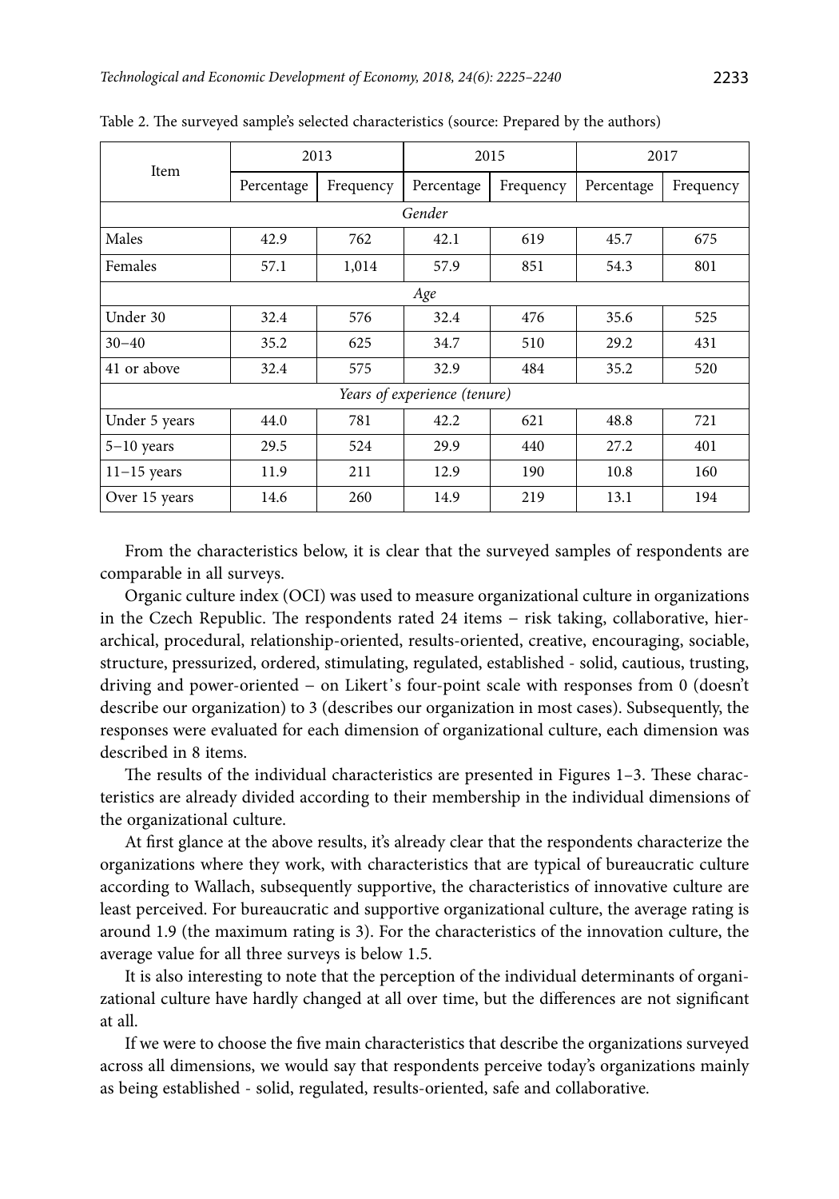Table 2. The surveyed sample's selected characteristics (source: Prepared by the authors)

| Item | 2013 | | 2015 | | 2017 | |
|---|---|---|---|---|---|---|
| | Percentage | Frequency | Percentage | Frequency | Percentage | Frequency |
| *Gender* | | | | | | |
| Males | 42.9 | 762 | 42.1 | 619 | 45.7 | 675 |
| Females | 57.1 | 1,014 | 57.9 | 851 | 54.3 | 801 |
| *Age* | | | | | | |
| Under 30 | 32.4 | 576 | 32.4 | 476 | 35.6 | 525 |
| 30–40 | 35.2 | 625 | 34.7 | 510 | 29.2 | 431 |
| 41 or above | 32.4 | 575 | 32.9 | 484 | 35.2 | 520 |
| *Years of experience (tenure)* | | | | | | |
| Under 5 years | 44.0 | 781 | 42.2 | 621 | 48.8 | 721 |
| 5–10 years | 29.5 | 524 | 29.9 | 440 | 27.2 | 401 |
| 11–15 years | 11.9 | 211 | 12.9 | 190 | 10.8 | 160 |
| Over 15 years | 14.6 | 260 | 14.9 | 219 | 13.1 | 194 |

From the characteristics below, it is clear that the surveyed samples of respondents are comparable in all surveys.

Organic culture index (OCI) was used to measure organizational culture in organizations in the Czech Republic. The respondents rated 24 items – risk taking, collaborative, hierarchical, procedural, relationship-oriented, results-oriented, creative, encouraging, sociable, structure, pressurized, ordered, stimulating, regulated, established - solid, cautious, trusting, driving and power-oriented – on Likert's four-point scale with responses from 0 (doesn't describe our organization) to 3 (describes our organization in most cases). Subsequently, the responses were evaluated for each dimension of organizational culture, each dimension was described in 8 items.

The results of the individual characteristics are presented in Figures 1–3. These characteristics are already divided according to their membership in the individual dimensions of the organizational culture.

At first glance at the above results, it's already clear that the respondents characterize the organizations where they work, with characteristics that are typical of bureaucratic culture according to Wallach, subsequently supportive, the characteristics of innovative culture are least perceived. For bureaucratic and supportive organizational culture, the average rating is around 1.9 (the maximum rating is 3). For the characteristics of the innovation culture, the average value for all three surveys is below 1.5.

It is also interesting to note that the perception of the individual determinants of organizational culture have hardly changed at all over time, but the differences are not significant at all.

If we were to choose the five main characteristics that describe the organizations surveyed across all dimensions, we would say that respondents perceive today's organizations mainly as being established - solid, regulated, results-oriented, safe and collaborative.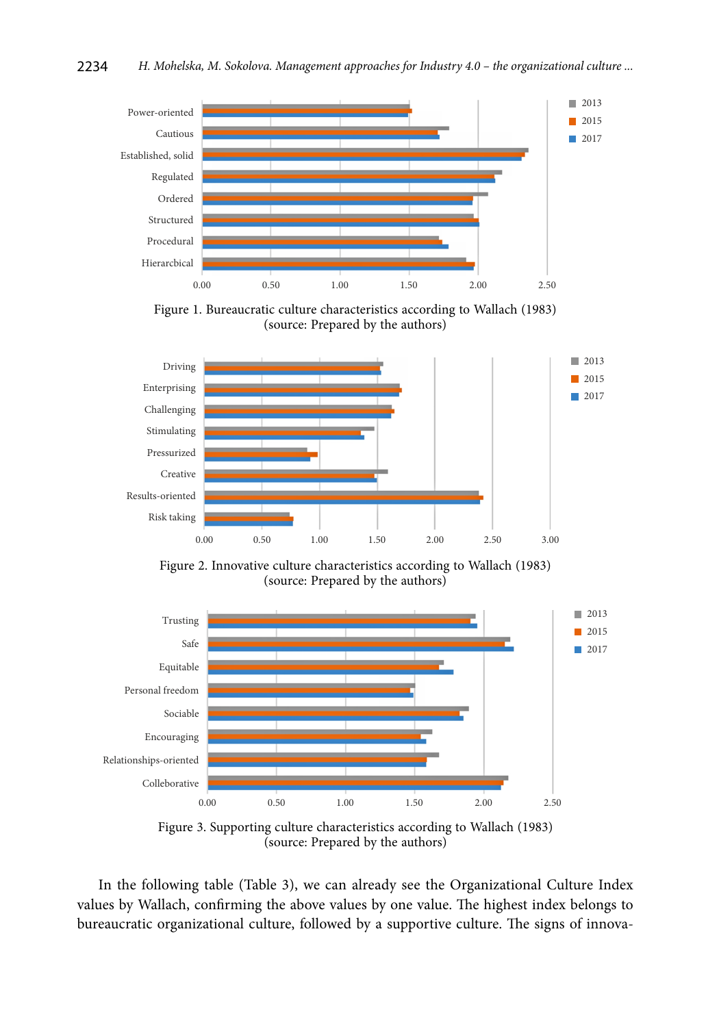Figure 1. Bureaucratic culture characteristics according to Wallach (1983) (source: Prepared by the authors)

Figure 2. Innovative culture characteristics according to Wallach (1983) (source: Prepared by the authors)

Figure 3. Supporting culture characteristics according to Wallach (1983) (source: Prepared by the authors)

In the following table (Table 3), we can already see the Organizational Culture Index values by Wallach, confirming the above values by one value. The highest index belongs to bureaucratic organizational culture, followed by a supportive culture. The signs of innova-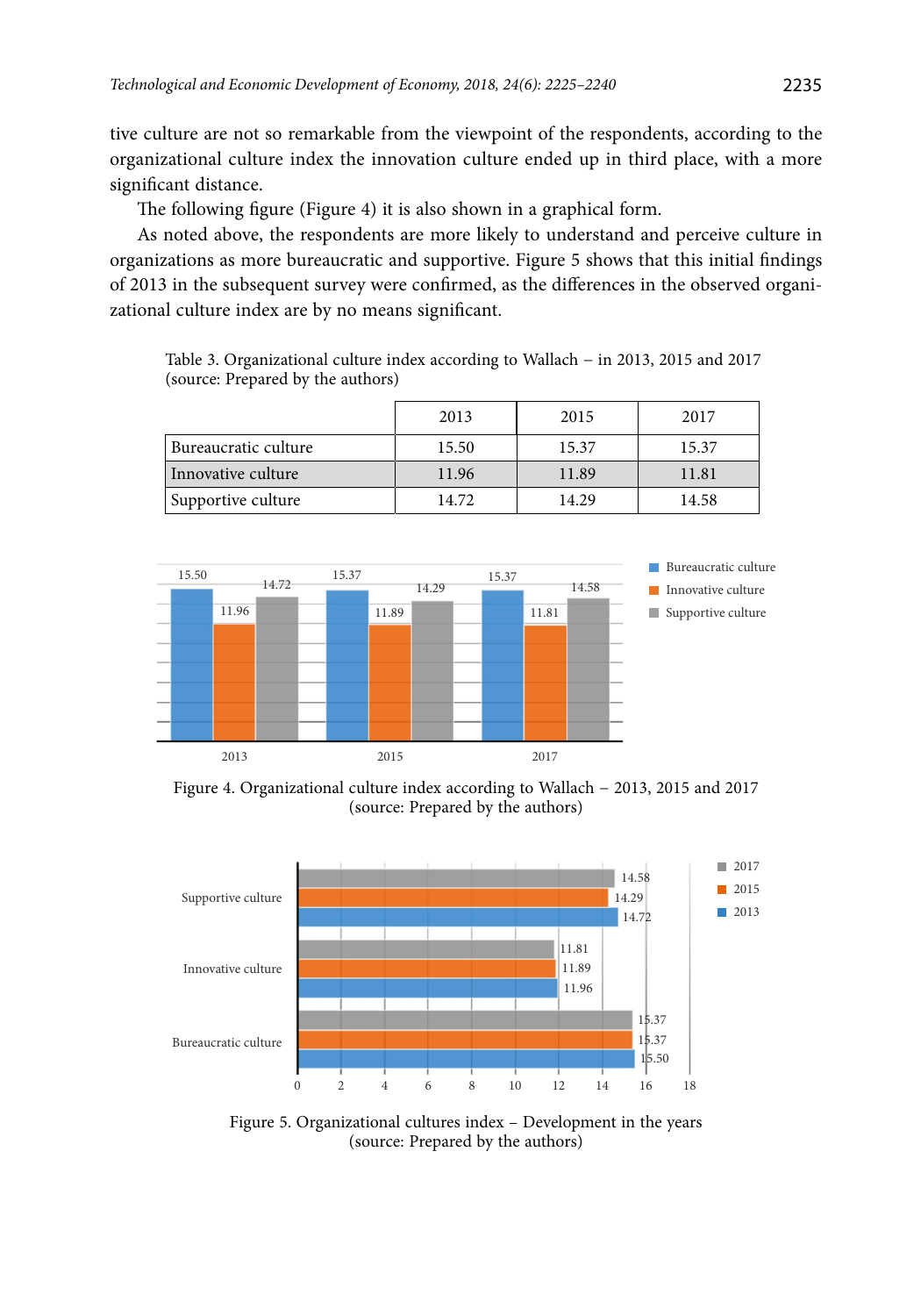tive culture are not so remarkable from the viewpoint of the respondents, according to the organizational culture index the innovation culture ended up in third place, with a more significant distance.

The following figure (Figure 4) it is also shown in a graphical form.

As noted above, the respondents are more likely to understand and perceive culture in organizations as more bureaucratic and supportive. Figure 5 shows that this initial findings of 2013 in the subsequent survey were confirmed, as the differences in the observed organizational culture index are by no means significant.

Table 3. Organizational culture index according to Wallach – in 2013, 2015 and 2017 (source: Prepared by the authors)

| | 2013 | 2015 | 2017 |
|---|---|---|---|
| Bureaucratic culture | 15.50 | 15.37 | 15.37 |
| Innovative culture | 11.96 | 11.89 | 11.81 |
| Supportive culture | 14.72 | 14.29 | 14.58 |

Figure 4. Organizational culture index according to Wallach – 2013, 2015 and 2017 (source: Prepared by the authors)

Figure 5. Organizational cultures index – Development in the years (source: Prepared by the authors)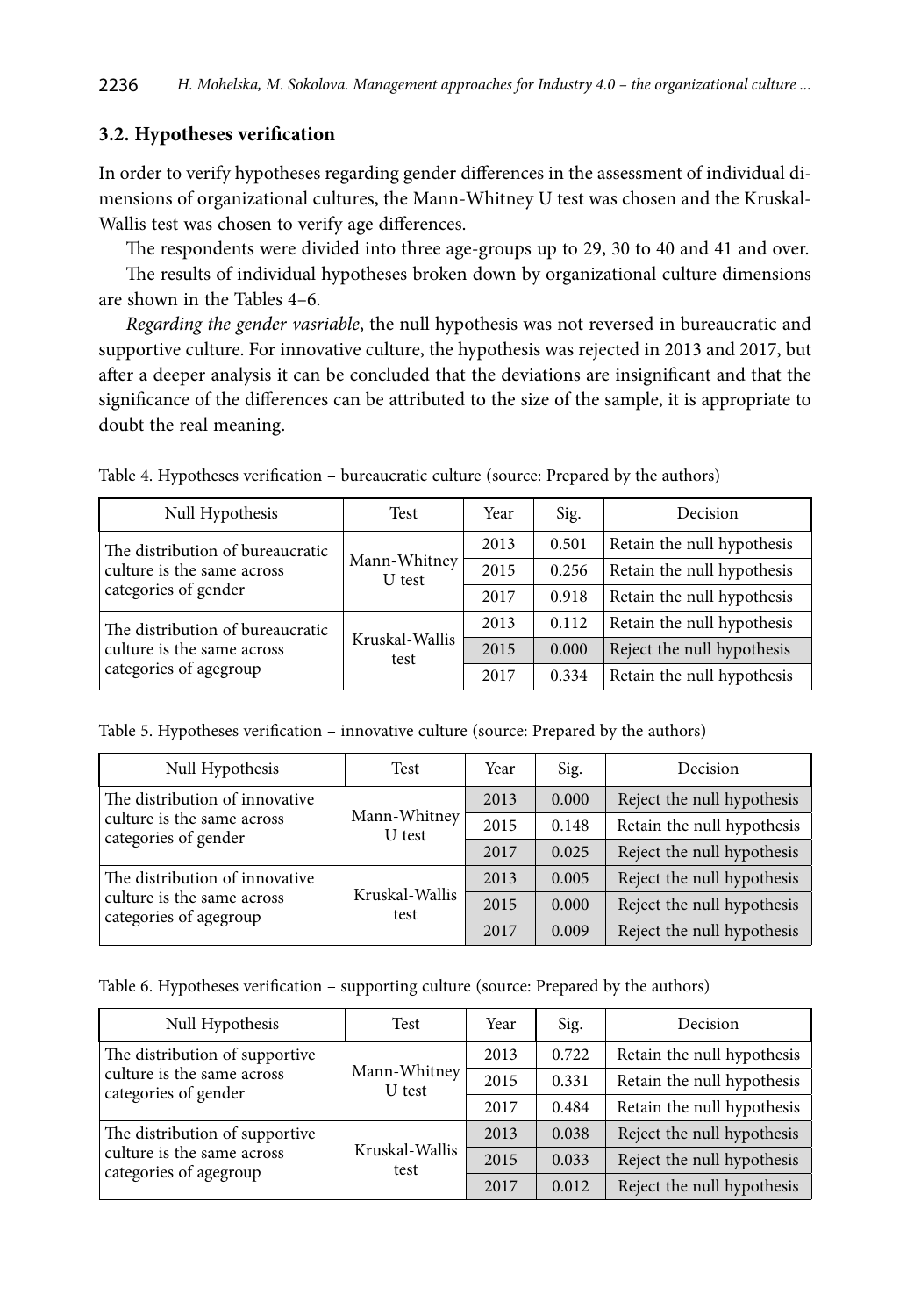### 3.2. Hypotheses verification

In order to verify hypotheses regarding gender differences in the assessment of individual dimensions of organizational cultures, the Mann-Whitney U test was chosen and the Kruskal-Wallis test was chosen to verify age differences.

The respondents were divided into three age-groups up to 29, 30 to 40 and 41 and over.

The results of individual hypotheses broken down by organizational culture dimensions are shown in the Tables 4–6.

*Regarding the gender vasriable*, the null hypothesis was not reversed in bureaucratic and supportive culture. For innovative culture, the hypothesis was rejected in 2013 and 2017, but after a deeper analysis it can be concluded that the deviations are insignificant and that the significance of the differences can be attributed to the size of the sample, it is appropriate to doubt the real meaning.

Table 4. Hypotheses verification – bureaucratic culture (source: Prepared by the authors)

| Null Hypothesis | Test | Year | Sig. | Decision |
|---|---|---|---|---|
| The distribution of bureaucratic culture is the same across categories of gender | Mann-Whitney U test | 2013 | 0.501 | Retain the null hypothesis |
| | | 2015 | 0.256 | Retain the null hypothesis |
| | | 2017 | 0.918 | Retain the null hypothesis |
| The distribution of bureaucratic culture is the same across categories of agegroup | Kruskal-Wallis test | 2013 | 0.112 | Retain the null hypothesis |
| | | 2015 | 0.000 | Reject the null hypothesis |
| | | 2017 | 0.334 | Retain the null hypothesis |

Table 5. Hypotheses verification – innovative culture (source: Prepared by the authors)

| Null Hypothesis | Test | Year | Sig. | Decision |
|---|---|---|---|---|
| The distribution of innovative culture is the same across categories of gender | Mann-Whitney U test | 2013 | 0.000 | Reject the null hypothesis |
| | | 2015 | 0.148 | Retain the null hypothesis |
| | | 2017 | 0.025 | Reject the null hypothesis |
| The distribution of innovative culture is the same across categories of agegroup | Kruskal-Wallis test | 2013 | 0.005 | Reject the null hypothesis |
| | | 2015 | 0.000 | Reject the null hypothesis |
| | | 2017 | 0.009 | Reject the null hypothesis |

Table 6. Hypotheses verification – supporting culture (source: Prepared by the authors)

| Null Hypothesis | Test | Year | Sig. | Decision |
|---|---|---|---|---|
| The distribution of supportive culture is the same across categories of gender | Mann-Whitney U test | 2013 | 0.722 | Retain the null hypothesis |
| | | 2015 | 0.331 | Retain the null hypothesis |
| | | 2017 | 0.484 | Retain the null hypothesis |
| The distribution of supportive culture is the same across categories of agegroup | Kruskal-Wallis test | 2013 | 0.038 | Reject the null hypothesis |
| | | 2015 | 0.033 | Reject the null hypothesis |
| | | 2017 | 0.012 | Reject the null hypothesis |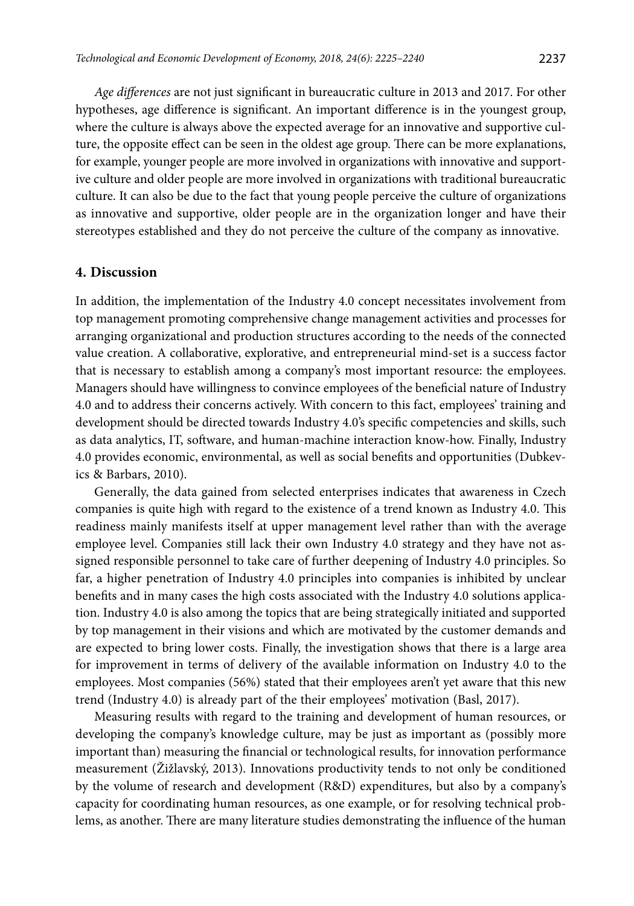*Age differences* are not just significant in bureaucratic culture in 2013 and 2017. For other hypotheses, age difference is significant. An important difference is in the youngest group, where the culture is always above the expected average for an innovative and supportive culture, the opposite effect can be seen in the oldest age group. There can be more explanations, for example, younger people are more involved in organizations with innovative and supportive culture and older people are more involved in organizations with traditional bureaucratic culture. It can also be due to the fact that young people perceive the culture of organizations as innovative and supportive, older people are in the organization longer and have their stereotypes established and they do not perceive the culture of the company as innovative.

## 4. Discussion

In addition, the implementation of the Industry 4.0 concept necessitates involvement from top management promoting comprehensive change management activities and processes for arranging organizational and production structures according to the needs of the connected value creation. A collaborative, explorative, and entrepreneurial mind-set is a success factor that is necessary to establish among a company's most important resource: the employees. Managers should have willingness to convince employees of the beneficial nature of Industry 4.0 and to address their concerns actively. With concern to this fact, employees' training and development should be directed towards Industry 4.0's specific competencies and skills, such as data analytics, IT, software, and human-machine interaction know-how. Finally, Industry 4.0 provides economic, environmental, as well as social benefits and opportunities (Dubkevics & Barbars, 2010).

Generally, the data gained from selected enterprises indicates that awareness in Czech companies is quite high with regard to the existence of a trend known as Industry 4.0. This readiness mainly manifests itself at upper management level rather than with the average employee level. Companies still lack their own Industry 4.0 strategy and they have not assigned responsible personnel to take care of further deepening of Industry 4.0 principles. So far, a higher penetration of Industry 4.0 principles into companies is inhibited by unclear benefits and in many cases the high costs associated with the Industry 4.0 solutions application. Industry 4.0 is also among the topics that are being strategically initiated and supported by top management in their visions and which are motivated by the customer demands and are expected to bring lower costs. Finally, the investigation shows that there is a large area for improvement in terms of delivery of the available information on Industry 4.0 to the employees. Most companies (56%) stated that their employees aren't yet aware that this new trend (Industry 4.0) is already part of the their employees' motivation (Basl, 2017).

Measuring results with regard to the training and development of human resources, or developing the company's knowledge culture, may be just as important as (possibly more important than) measuring the financial or technological results, for innovation performance measurement (Žižlavský, 2013). Innovations productivity tends to not only be conditioned by the volume of research and development (R&D) expenditures, but also by a company's capacity for coordinating human resources, as one example, or for resolving technical problems, as another. There are many literature studies demonstrating the influence of the human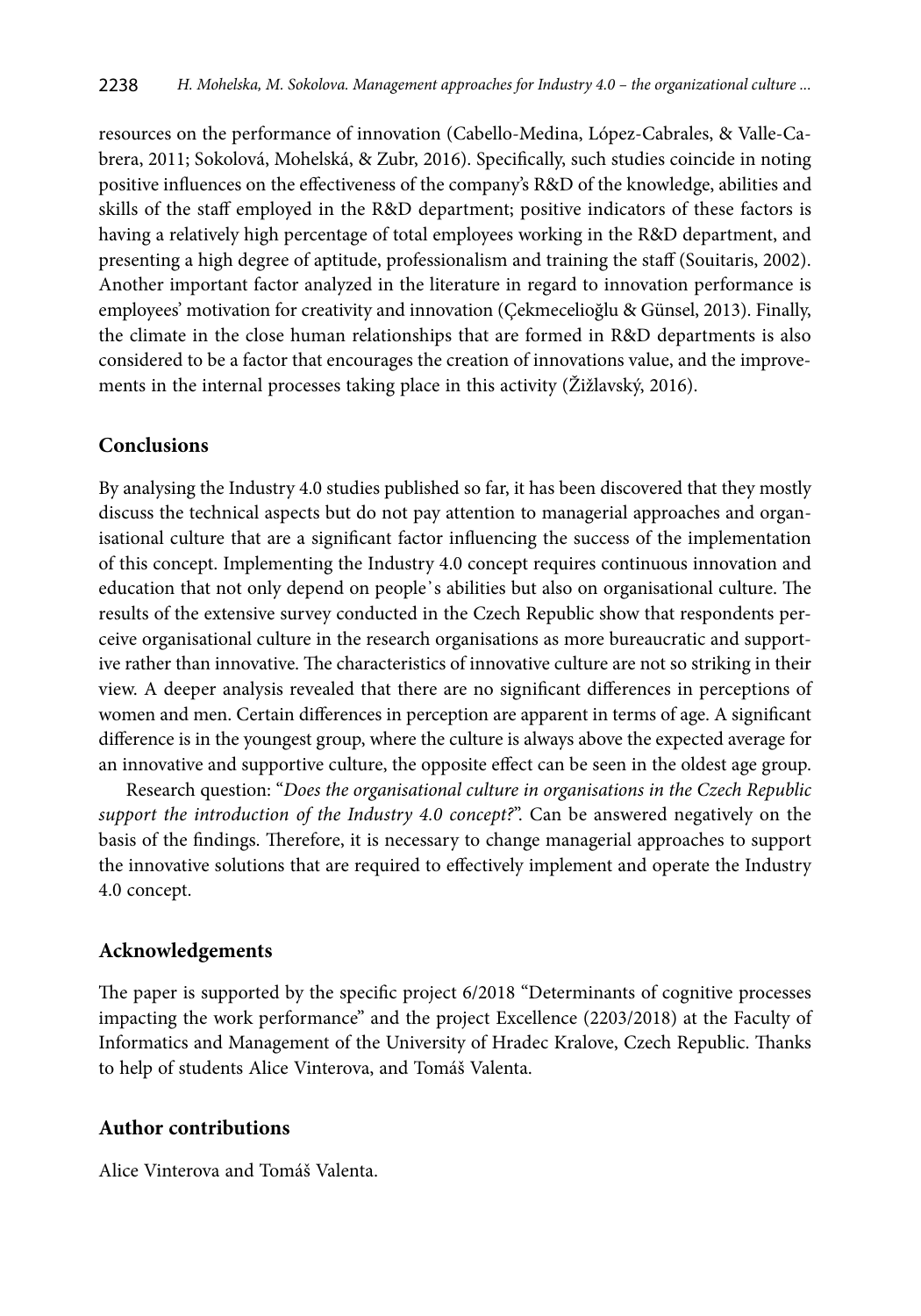resources on the performance of innovation (Cabello-Medina, López-Cabrales, & Valle-Cabrera, 2011; Sokolová, Mohelská, & Zubr, 2016). Specifically, such studies coincide in noting positive influences on the effectiveness of the company's R&D of the knowledge, abilities and skills of the staff employed in the R&D department; positive indicators of these factors is having a relatively high percentage of total employees working in the R&D department, and presenting a high degree of aptitude, professionalism and training the staff (Souitaris, 2002). Another important factor analyzed in the literature in regard to innovation performance is employees' motivation for creativity and innovation (Çekmecelioğlu & Günsel, 2013). Finally, the climate in the close human relationships that are formed in R&D departments is also considered to be a factor that encourages the creation of innovations value, and the improvements in the internal processes taking place in this activity (Žižlavský, 2016).

## Conclusions

By analysing the Industry 4.0 studies published so far, it has been discovered that they mostly discuss the technical aspects but do not pay attention to managerial approaches and organisational culture that are a significant factor influencing the success of the implementation of this concept. Implementing the Industry 4.0 concept requires continuous innovation and education that not only depend on people's abilities but also on organisational culture. The results of the extensive survey conducted in the Czech Republic show that respondents perceive organisational culture in the research organisations as more bureaucratic and supportive rather than innovative. The characteristics of innovative culture are not so striking in their view. A deeper analysis revealed that there are no significant differences in perceptions of women and men. Certain differences in perception are apparent in terms of age. A significant difference is in the youngest group, where the culture is always above the expected average for an innovative and supportive culture, the opposite effect can be seen in the oldest age group.

Research question: "*Does the organisational culture in organisations in the Czech Republic support the introduction of the Industry 4.0 concept?*". Can be answered negatively on the basis of the findings. Therefore, it is necessary to change managerial approaches to support the innovative solutions that are required to effectively implement and operate the Industry 4.0 concept.

## Acknowledgements

The paper is supported by the specific project 6/2018 "Determinants of cognitive processes impacting the work performance" and the project Excellence (2203/2018) at the Faculty of Informatics and Management of the University of Hradec Kralove, Czech Republic. Thanks to help of students Alice Vinterova, and Tomáš Valenta.

## Author contributions

Alice Vinterova and Tomáš Valenta.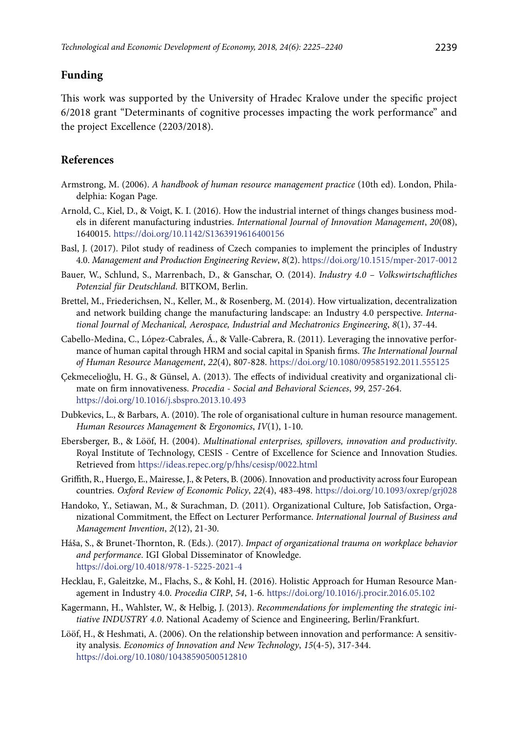## Funding

This work was supported by the University of Hradec Kralove under the specific project 6/2018 grant "Determinants of cognitive processes impacting the work performance" and the project Excellence (2203/2018).

## References

Armstrong, M. (2006). *A handbook of human resource management practice* (10th ed). London, Philadelphia: Kogan Page.

Arnold, C., Kiel, D., & Voigt, K. I. (2016). How the industrial internet of things changes business models in diferent manufacturing industries. *International Journal of Innovation Management*, *20*(08), 1640015. https://doi.org/10.1142/S1363919616400156

Basl, J. (2017). Pilot study of readiness of Czech companies to implement the principles of Industry 4.0. *Management and Production Engineering Review*, *8*(2). https://doi.org/10.1515/mper-2017-0012

Bauer, W., Schlund, S., Marrenbach, D., & Ganschar, O. (2014). *Industry 4.0 – Volkswirtschaftliches Potenzial für Deutschland*. BITKOM, Berlin.

Brettel, M., Friederichsen, N., Keller, M., & Rosenberg, M. (2014). How virtualization, decentralization and network building change the manufacturing landscape: an Industry 4.0 perspective. *International Journal of Mechanical, Aerospace, Industrial and Mechatronics Engineering*, *8*(1), 37-44.

Cabello-Medina, C., López-Cabrales, Á., & Valle-Cabrera, R. (2011). Leveraging the innovative performance of human capital through HRM and social capital in Spanish firms. *The International Journal of Human Resource Management*, *22*(4), 807-828. https://doi.org/10.1080/09585192.2011.555125

Çekmecelioğlu, H. G., & Günsel, A. (2013). The effects of individual creativity and organizational climate on firm innovativeness. *Procedia - Social and Behavioral Sciences*, *99*, 257-264. https://doi.org/10.1016/j.sbspro.2013.10.493

Dubkevics, L., & Barbars, A. (2010). The role of organisational culture in human resource management. *Human Resources Management & Ergonomics*, *IV*(1), 1-10.

Ebersberger, B., & Lööf, H. (2004). *Multinational enterprises, spillovers, innovation and productivity*. Royal Institute of Technology, CESIS - Centre of Excellence for Science and Innovation Studies. Retrieved from https://ideas.repec.org/p/hhs/cesisp/0022.html

Griffith, R., Huergo, E., Mairesse, J., & Peters, B. (2006). Innovation and productivity across four European countries. *Oxford Review of Economic Policy*, *22*(4), 483-498. https://doi.org/10.1093/oxrep/grj028

Handoko, Y., Setiawan, M., & Surachman, D. (2011). Organizational Culture, Job Satisfaction, Organizational Commitment, the Effect on Lecturer Performance. *International Journal of Business and Management Invention*, *2*(12), 21-30.

Háša, S., & Brunet-Thornton, R. (Eds.). (2017). *Impact of organizational trauma on workplace behavior and performance*. IGI Global Disseminator of Knowledge. https://doi.org/10.4018/978-1-5225-2021-4

Hecklau, F., Galeitzke, M., Flachs, S., & Kohl, H. (2016). Holistic Approach for Human Resource Management in Industry 4.0. *Procedia CIRP*, *54*, 1-6. https://doi.org/10.1016/j.procir.2016.05.102

Kagermann, H., Wahlster, W., & Helbig, J. (2013). *Recommendations for implementing the strategic initiative INDUSTRY 4.0*. National Academy of Science and Engineering, Berlin/Frankfurt.

Lööf, H., & Heshmati, A. (2006). On the relationship between innovation and performance: A sensitivity analysis. *Economics of Innovation and New Technology*, *15*(4-5), 317-344. https://doi.org/10.1080/10438590500512810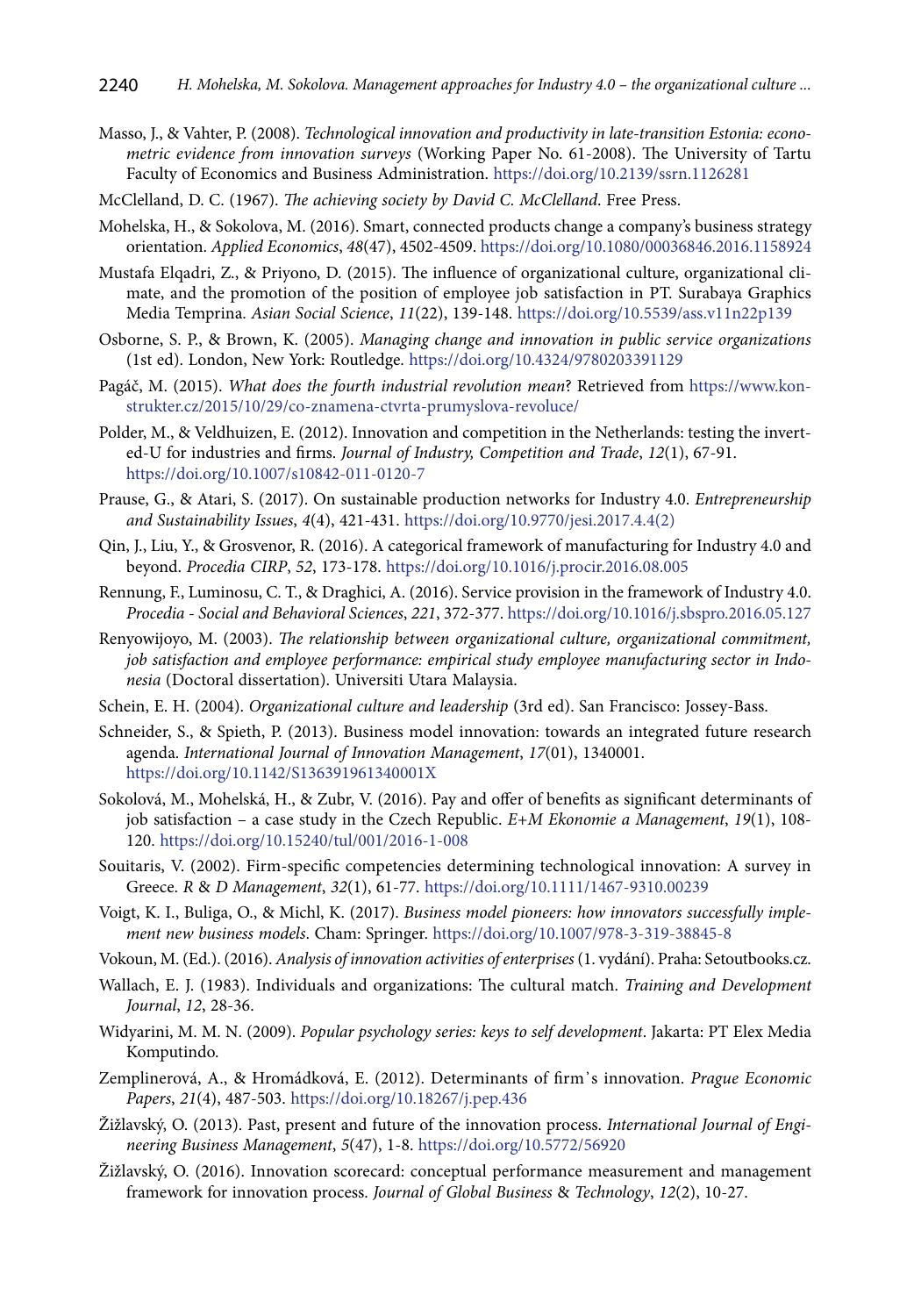Masso, J., & Vahter, P. (2008). *Technological innovation and productivity in late-transition Estonia: econometric evidence from innovation surveys* (Working Paper No. 61-2008). The University of Tartu Faculty of Economics and Business Administration. https://doi.org/10.2139/ssrn.1126281

McClelland, D. C. (1967). *The achieving society by David C. McClelland*. Free Press.

Mohelska, H., & Sokolova, M. (2016). Smart, connected products change a company's business strategy orientation. *Applied Economics*, *48*(47), 4502-4509. https://doi.org/10.1080/00036846.2016.1158924

Mustafa Elqadri, Z., & Priyono, D. (2015). The influence of organizational culture, organizational climate, and the promotion of the position of employee job satisfaction in PT. Surabaya Graphics Media Temprina. *Asian Social Science*, *11*(22), 139-148. https://doi.org/10.5539/ass.v11n22p139

Osborne, S. P., & Brown, K. (2005). *Managing change and innovation in public service organizations* (1st ed). London, New York: Routledge. https://doi.org/10.4324/9780203391129

Pagáč, M. (2015). *What does the fourth industrial revolution mean*? Retrieved from https://www.konstrukter.cz/2015/10/29/co-znamena-ctvrta-prumyslova-revoluce/

Polder, M., & Veldhuizen, E. (2012). Innovation and competition in the Netherlands: testing the inverted-U for industries and firms. *Journal of Industry, Competition and Trade*, *12*(1), 67-91. https://doi.org/10.1007/s10842-011-0120-7

Prause, G., & Atari, S. (2017). On sustainable production networks for Industry 4.0. *Entrepreneurship and Sustainability Issues*, *4*(4), 421-431. https://doi.org/10.9770/jesi.2017.4.4(2)

Qin, J., Liu, Y., & Grosvenor, R. (2016). A categorical framework of manufacturing for Industry 4.0 and beyond. *Procedia CIRP*, *52*, 173-178. https://doi.org/10.1016/j.procir.2016.08.005

Rennung, F., Luminosu, C. T., & Draghici, A. (2016). Service provision in the framework of Industry 4.0. *Procedia - Social and Behavioral Sciences*, *221*, 372-377. https://doi.org/10.1016/j.sbspro.2016.05.127

Renyowijoyo, M. (2003). *The relationship between organizational culture, organizational commitment, job satisfaction and employee performance: empirical study employee manufacturing sector in Indonesia* (Doctoral dissertation). Universiti Utara Malaysia.

Schein, E. H. (2004). *Organizational culture and leadership* (3rd ed). San Francisco: Jossey-Bass.

Schneider, S., & Spieth, P. (2013). Business model innovation: towards an integrated future research agenda. *International Journal of Innovation Management*, *17*(01), 1340001. https://doi.org/10.1142/S136391961340001X

Sokolová, M., Mohelská, H., & Zubr, V. (2016). Pay and offer of benefits as significant determinants of job satisfaction – a case study in the Czech Republic. *E+M Ekonomie a Management*, *19*(1), 108-120. https://doi.org/10.15240/tul/001/2016-1-008

Souitaris, V. (2002). Firm-specific competencies determining technological innovation: A survey in Greece. *R & D Management*, *32*(1), 61-77. https://doi.org/10.1111/1467-9310.00239

Voigt, K. I., Buliga, O., & Michl, K. (2017). *Business model pioneers: how innovators successfully implement new business models*. Cham: Springer. https://doi.org/10.1007/978-3-319-38845-8

Vokoun, M. (Ed.). (2016). *Analysis of innovation activities of enterprises* (1. vydání). Praha: Setoutbooks.cz.

Wallach, E. J. (1983). Individuals and organizations: The cultural match. *Training and Development Journal*, *12*, 28-36.

Widyarini, M. M. N. (2009). *Popular psychology series: keys to self development*. Jakarta: PT Elex Media Komputindo.

Zemplinerová, A., & Hromádková, E. (2012). Determinants of firm's innovation. *Prague Economic Papers*, *21*(4), 487-503. https://doi.org/10.18267/j.pep.436

Žižlavský, O. (2013). Past, present and future of the innovation process. *International Journal of Engineering Business Management*, *5*(47), 1-8. https://doi.org/10.5772/56920

Žižlavský, O. (2016). Innovation scorecard: conceptual performance measurement and management framework for innovation process. *Journal of Global Business & Technology*, *12*(2), 10-27.